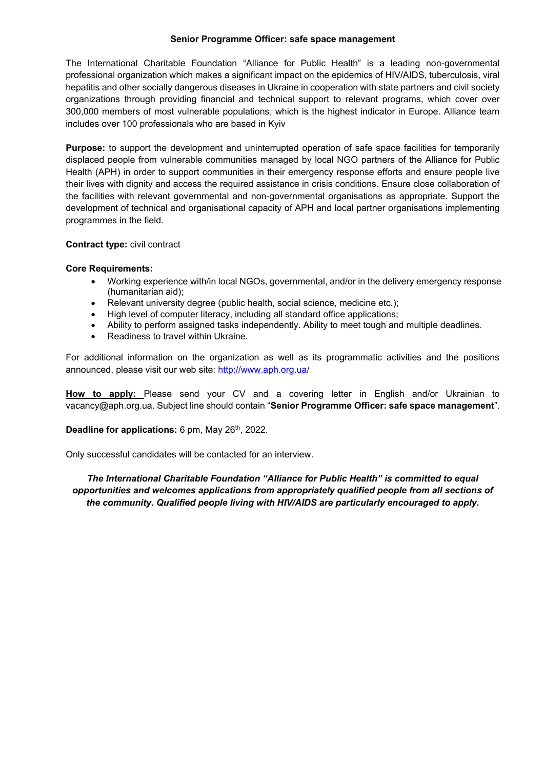# Senior Programme Officer: safe space management

The International Charitable Foundation "Alliance for Public Health" is a leading non-governmental professional organization which makes a significant impact on the epidemics of HIV/AIDS, tuberculosis, viral hepatitis and other socially dangerous diseases in Ukraine in cooperation with state partners and civil society organizations through providing financial and technical support to relevant programs, which cover over 300,000 members of most vulnerable populations, which is the highest indicator in Europe. Alliance team includes over 100 professionals who are based in Kyiv

**Purpose:** to support the development and uninterrupted operation of safe space facilities for temporarily displaced people from vulnerable communities managed by local NGO partners of the Alliance for Public Health (APH) in order to support communities in their emergency response efforts and ensure people live their lives with dignity and access the required assistance in crisis conditions. Ensure close collaboration of the facilities with relevant governmental and non-governmental organisations as appropriate. Support the development of technical and organisational capacity of APH and local partner organisations implementing programmes in the field.

**Contract type:** civil contract

**Core Requirements:**

- Working experience with/in local NGOs, governmental, and/or in the delivery emergency response (humanitarian aid);
- Relevant university degree (public health, social science, medicine etc.);
- High level of computer literacy, including all standard office applications;
- Ability to perform assigned tasks independently. Ability to meet tough and multiple deadlines.
- Readiness to travel within Ukraine.

For additional information on the organization as well as its programmatic activities and the positions announced, please visit our web site: [http://www.aph.org.ua/](http://www.aph.org.ua/)

**How to apply:** Please send your CV and a covering letter in English and/or Ukrainian to vacancy@aph.org.ua. Subject line should contain "**Senior Programme Officer: safe space management**".

**Deadline for applications:** 6 pm, May 26th, 2022.

Only successful candidates will be contacted for an interview.

***The International Charitable Foundation "Alliance for Public Health" is committed to equal opportunities and welcomes applications from appropriately qualified people from all sections of the community. Qualified people living with HIV/AIDS are particularly encouraged to apply.***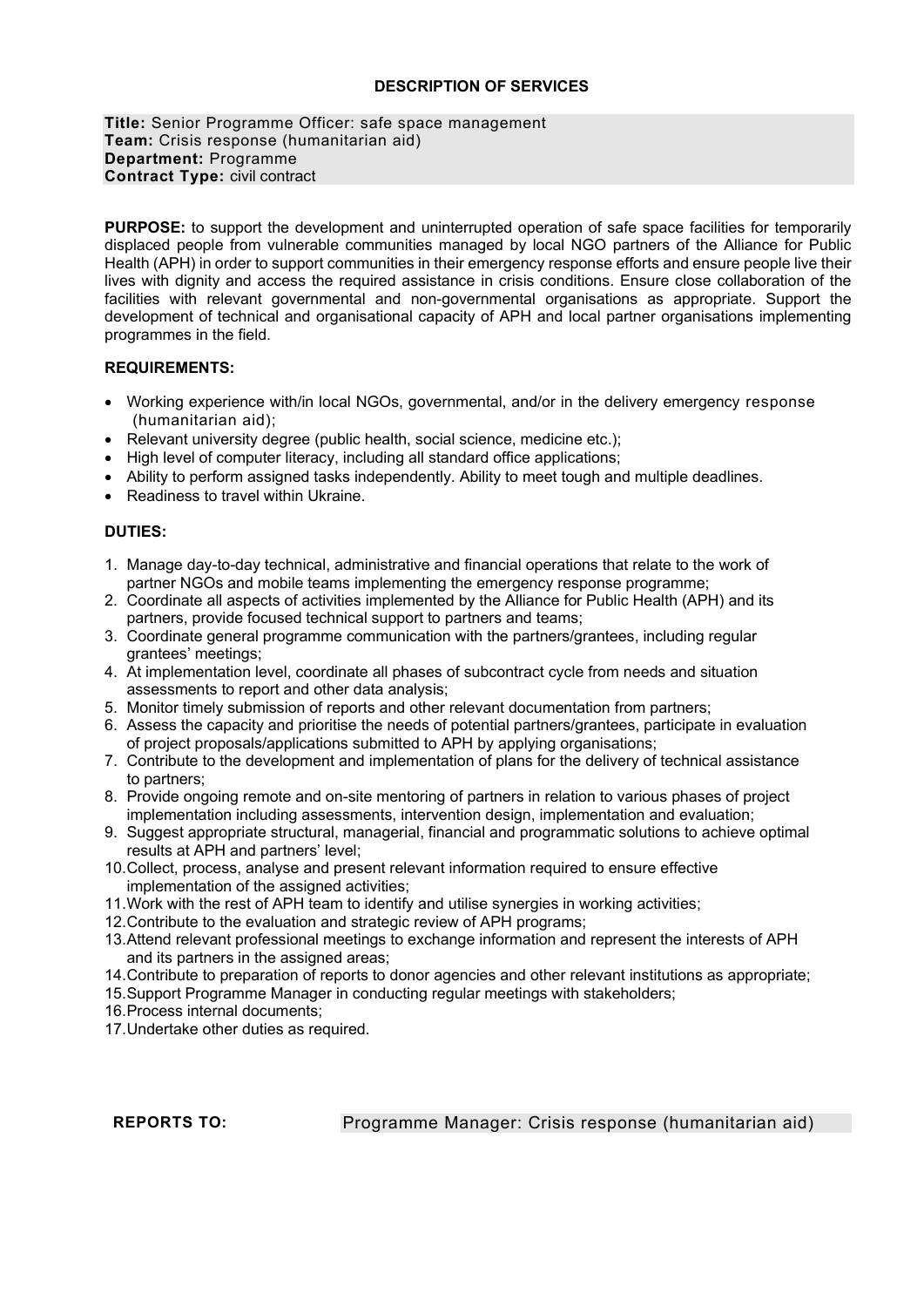## DESCRIPTION OF SERVICES

**Title:** Senior Programme Officer: safe space management
**Team:** Crisis response (humanitarian aid)
**Department:** Programme
**Contract Type:** civil contract

**PURPOSE:** to support the development and uninterrupted operation of safe space facilities for temporarily displaced people from vulnerable communities managed by local NGO partners of the Alliance for Public Health (APH) in order to support communities in their emergency response efforts and ensure people live their lives with dignity and access the required assistance in crisis conditions. Ensure close collaboration of the facilities with relevant governmental and non-governmental organisations as appropriate. Support the development of technical and organisational capacity of APH and local partner organisations implementing programmes in the field.

**REQUIREMENTS:**

- Working experience with/in local NGOs, governmental, and/or in the delivery emergency response (humanitarian aid);
- Relevant university degree (public health, social science, medicine etc.);
- High level of computer literacy, including all standard office applications;
- Ability to perform assigned tasks independently. Ability to meet tough and multiple deadlines.
- Readiness to travel within Ukraine.

**DUTIES:**

1. Manage day-to-day technical, administrative and financial operations that relate to the work of partner NGOs and mobile teams implementing the emergency response programme;
2. Coordinate all aspects of activities implemented by the Alliance for Public Health (APH) and its partners, provide focused technical support to partners and teams;
3. Coordinate general programme communication with the partners/grantees, including regular grantees' meetings;
4. At implementation level, coordinate all phases of subcontract cycle from needs and situation assessments to report and other data analysis;
5. Monitor timely submission of reports and other relevant documentation from partners;
6. Assess the capacity and prioritise the needs of potential partners/grantees, participate in evaluation of project proposals/applications submitted to APH by applying organisations;
7. Contribute to the development and implementation of plans for the delivery of technical assistance to partners;
8. Provide ongoing remote and on-site mentoring of partners in relation to various phases of project implementation including assessments, intervention design, implementation and evaluation;
9. Suggest appropriate structural, managerial, financial and programmatic solutions to achieve optimal results at APH and partners' level;
10. Collect, process, analyse and present relevant information required to ensure effective implementation of the assigned activities;
11. Work with the rest of APH team to identify and utilise synergies in working activities;
12. Contribute to the evaluation and strategic review of APH programs;
13. Attend relevant professional meetings to exchange information and represent the interests of APH and its partners in the assigned areas;
14. Contribute to preparation of reports to donor agencies and other relevant institutions as appropriate;
15. Support Programme Manager in conducting regular meetings with stakeholders;
16. Process internal documents;
17. Undertake other duties as required.

**REPORTS TO:** Programme Manager: Crisis response (humanitarian aid)